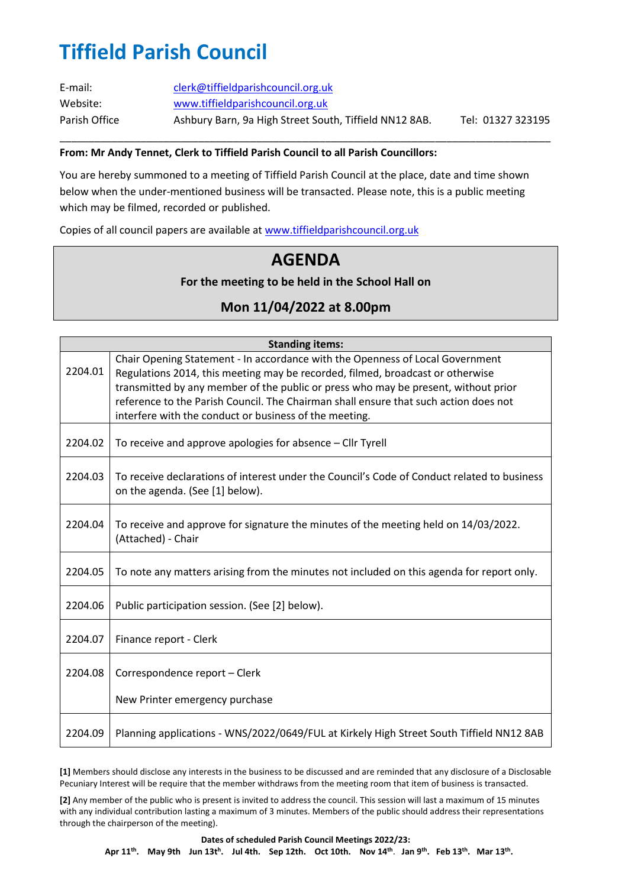# Tiffield Parish Council

| | | |
|---|---|---|
| E-mail: | clerk@tiffieldparishcouncil.org.uk | |
| Website: | www.tiffieldparishcouncil.org.uk | |
| Parish Office | Ashbury Barn, 9a High Street South, Tiffield NN12 8AB. | Tel: 01327 323195 |

---

**From: Mr Andy Tennet, Clerk to Tiffield Parish Council to all Parish Councillors:**

You are hereby summoned to a meeting of Tiffield Parish Council at the place, date and time shown below when the under-mentioned business will be transacted. Please note, this is a public meeting which may be filmed, recorded or published.

Copies of all council papers are available at www.tiffieldparishcouncil.org.uk

## AGENDA

**For the meeting to be held in the School Hall on**

**Mon 11/04/2022 at 8.00pm**

| **Standing items:** | |
|---|---|
| 2204.01 | Chair Opening Statement - In accordance with the Openness of Local Government Regulations 2014, this meeting may be recorded, filmed, broadcast or otherwise transmitted by any member of the public or press who may be present, without prior reference to the Parish Council. The Chairman shall ensure that such action does not interfere with the conduct or business of the meeting. |
| 2204.02 | To receive and approve apologies for absence – Cllr Tyrell |
| 2204.03 | To receive declarations of interest under the Council's Code of Conduct related to business on the agenda. (See [1] below). |
| 2204.04 | To receive and approve for signature the minutes of the meeting held on 14/03/2022. (Attached) - Chair |
| 2204.05 | To note any matters arising from the minutes not included on this agenda for report only. |
| 2204.06 | Public participation session. (See [2] below). |
| 2204.07 | Finance report - Clerk |
| 2204.08 | Correspondence report – Clerk<br><br>New Printer emergency purchase |
| 2204.09 | Planning applications - WNS/2022/0649/FUL at Kirkely High Street South Tiffield NN12 8AB |

**[1]** Members should disclose any interests in the business to be discussed and are reminded that any disclosure of a Disclosable Pecuniary Interest will be require that the member withdraws from the meeting room that item of business is transacted.

**[2]** Any member of the public who is present is invited to address the council. This session will last a maximum of 15 minutes with any individual contribution lasting a maximum of 3 minutes. Members of the public should address their representations through the chairperson of the meeting).

**Dates of scheduled Parish Council Meetings 2022/23:**

**Apr 11th. May 9th Jun 13th. Jul 4th. Sep 12th. Oct 10th. Nov 14th. Jan 9th. Feb 13th. Mar 13th.**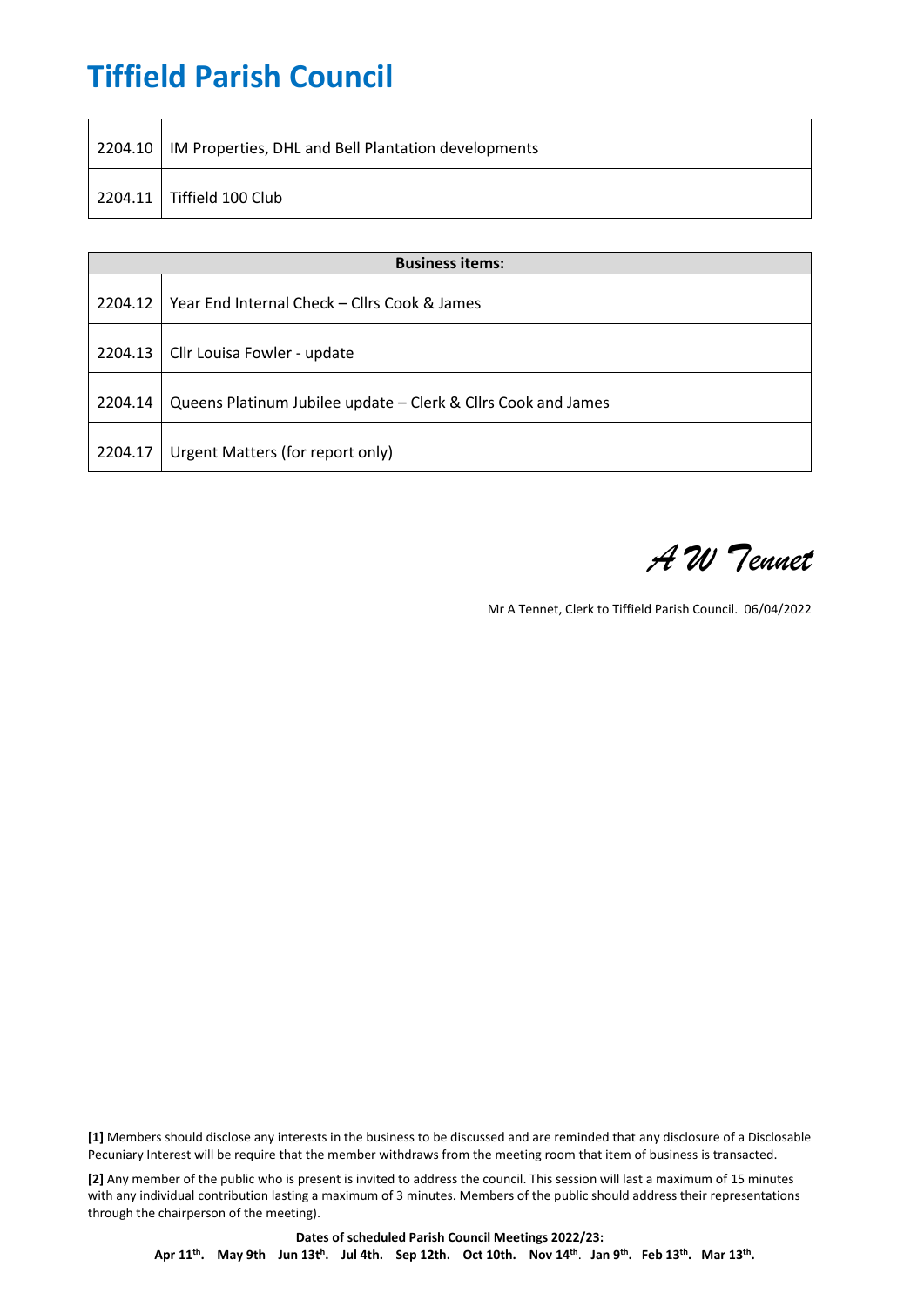# Tiffield Parish Council

| | |
|---|---|
| 2204.10 | IM Properties, DHL and Bell Plantation developments |
| 2204.11 | Tiffield 100 Club |

| **Business items:** | |
|---|---|
| 2204.12 | Year End Internal Check – Cllrs Cook & James |
| 2204.13 | Cllr Louisa Fowler - update |
| 2204.14 | Queens Platinum Jubilee update – Clerk & Cllrs Cook and James |
| 2204.17 | Urgent Matters (for report only) |

*A W Tennet*

Mr A Tennet, Clerk to Tiffield Parish Council. 06/04/2022

**[1]** Members should disclose any interests in the business to be discussed and are reminded that any disclosure of a Disclosable Pecuniary Interest will be require that the member withdraws from the meeting room that item of business is transacted.

**[2]** Any member of the public who is present is invited to address the council. This session will last a maximum of 15 minutes with any individual contribution lasting a maximum of 3 minutes. Members of the public should address their representations through the chairperson of the meeting).

**Dates of scheduled Parish Council Meetings 2022/23:**

**Apr 11th. May 9th Jun 13th. Jul 4th. Sep 12th. Oct 10th. Nov 14th. Jan 9th. Feb 13th. Mar 13th.**